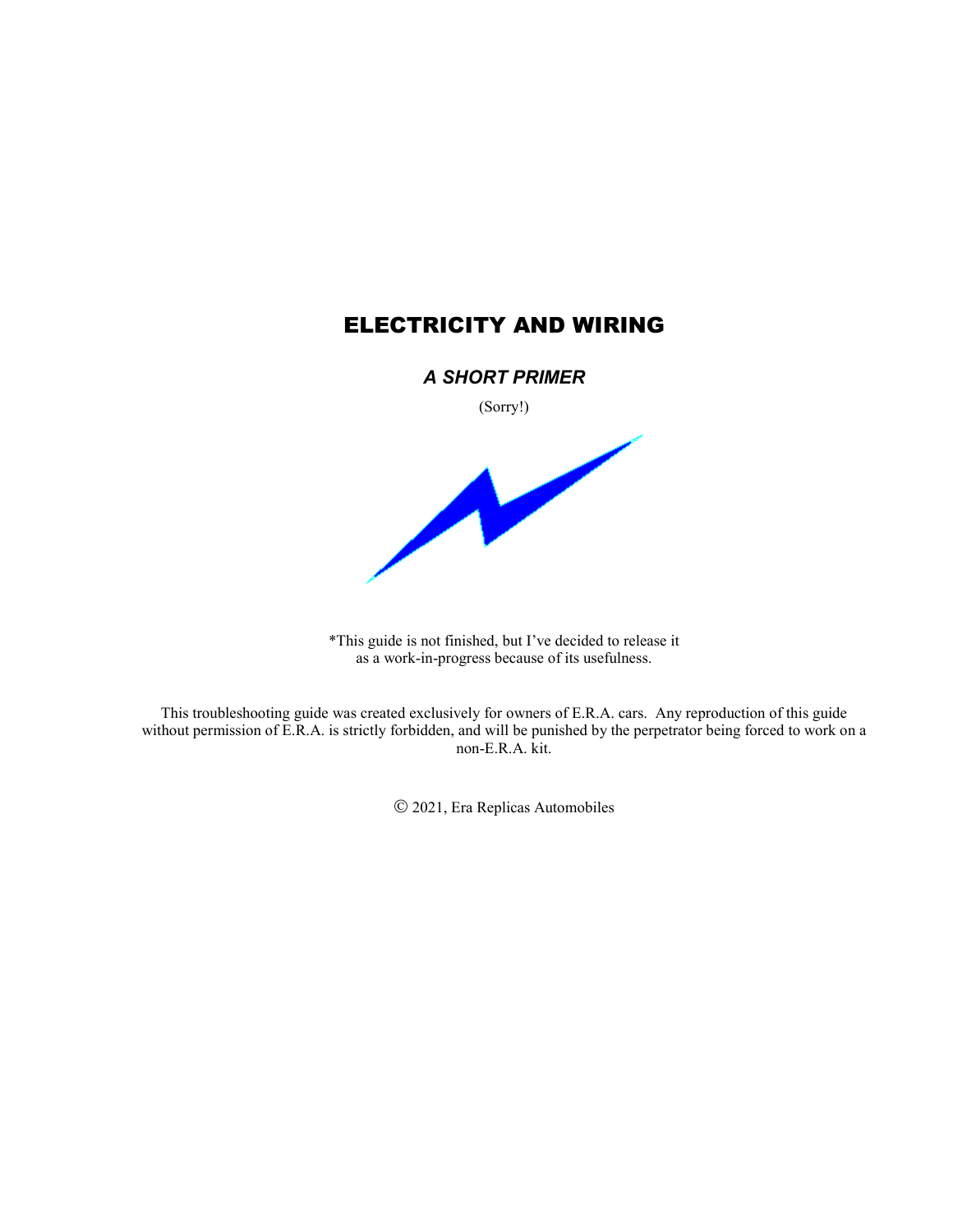# ELECTRICITY AND WIRING

## *A SHORT PRIMER*

(Sorry!)

*This guide is not finished, but I've decided to release it as a work-in-progress because of its usefulness.

This troubleshooting guide was created exclusively for owners of E.R.A. cars. Any reproduction of this guide without permission of E.R.A. is strictly forbidden, and will be punished by the perpetrator being forced to work on a non-E.R.A. kit.

© 2021, Era Replicas Automobiles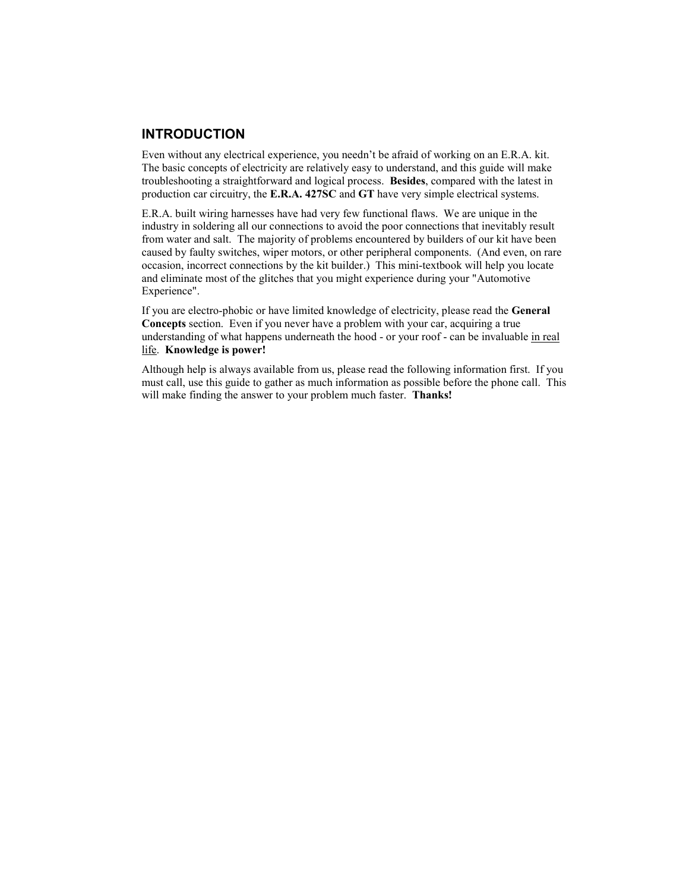## INTRODUCTION

Even without any electrical experience, you needn't be afraid of working on an E.R.A. kit. The basic concepts of electricity are relatively easy to understand, and this guide will make troubleshooting a straightforward and logical process. **Besides**, compared with the latest in production car circuitry, the **E.R.A. 427SC** and **GT** have very simple electrical systems.

E.R.A. built wiring harnesses have had very few functional flaws. We are unique in the industry in soldering all our connections to avoid the poor connections that inevitably result from water and salt. The majority of problems encountered by builders of our kit have been caused by faulty switches, wiper motors, or other peripheral components. (And even, on rare occasion, incorrect connections by the kit builder.) This mini-textbook will help you locate and eliminate most of the glitches that you might experience during your "Automotive Experience".

If you are electro-phobic or have limited knowledge of electricity, please read the **General Concepts** section. Even if you never have a problem with your car, acquiring a true understanding of what happens underneath the hood - or your roof - can be invaluable <u>in real life</u>. **Knowledge is power!**

Although help is always available from us, please read the following information first. If you must call, use this guide to gather as much information as possible before the phone call. This will make finding the answer to your problem much faster. **Thanks!**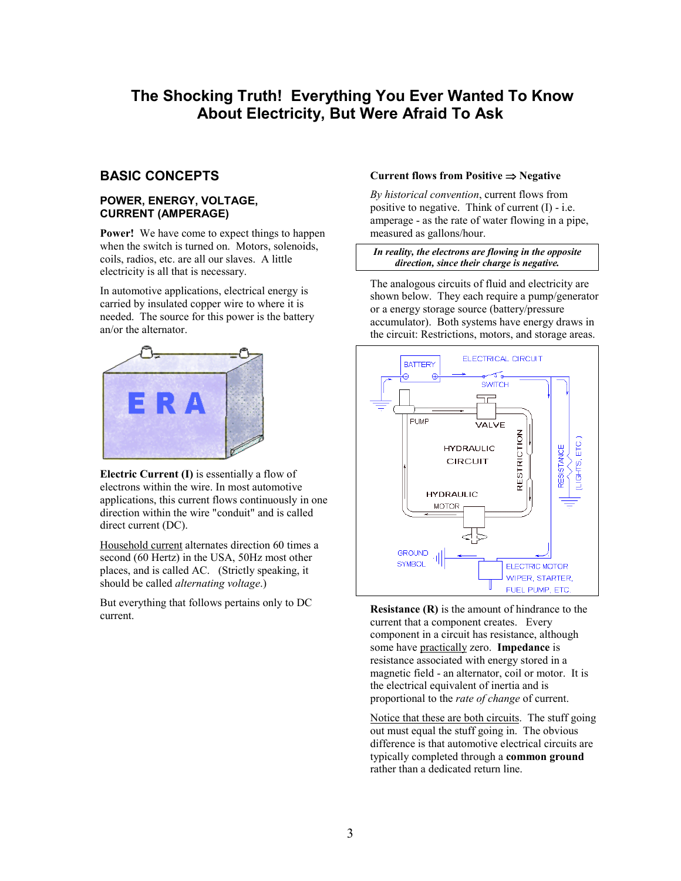# The Shocking Truth! Everything You Ever Wanted To Know About Electricity, But Were Afraid To Ask

## BASIC CONCEPTS

### POWER, ENERGY, VOLTAGE, CURRENT (AMPERAGE)

**Power!** We have come to expect things to happen when the switch is turned on. Motors, solenoids, coils, radios, etc. are all our slaves. A little electricity is all that is necessary.

In automotive applications, electrical energy is carried by insulated copper wire to where it is needed. The source for this power is the battery an/or the alternator.

**Electric Current (I)** is essentially a flow of electrons within the wire. In most automotive applications, this current flows continuously in one direction within the wire "conduit" and is called direct current (DC).

Household current alternates direction 60 times a second (60 Hertz) in the USA, 50Hz most other places, and is called AC. (Strictly speaking, it should be called *alternating voltage*.)

But everything that follows pertains only to DC current.

**Current flows from Positive ⇒ Negative**

*By historical convention*, current flows from positive to negative. Think of current (I) - i.e. amperage - as the rate of water flowing in a pipe, measured as gallons/hour.

***In reality, the electrons are flowing in the opposite direction, since their charge is negative.***

The analogous circuits of fluid and electricity are shown below. They each require a pump/generator or a energy storage source (battery/pressure accumulator). Both systems have energy draws in the circuit: Restrictions, motors, and storage areas.

**Resistance (R)** is the amount of hindrance to the current that a component creates. Every component in a circuit has resistance, although some have practically zero. **Impedance** is resistance associated with energy stored in a magnetic field - an alternator, coil or motor. It is the electrical equivalent of inertia and is proportional to the *rate of change* of current.

Notice that these are both circuits. The stuff going out must equal the stuff going in. The obvious difference is that automotive electrical circuits are typically completed through a **common ground** rather than a dedicated return line.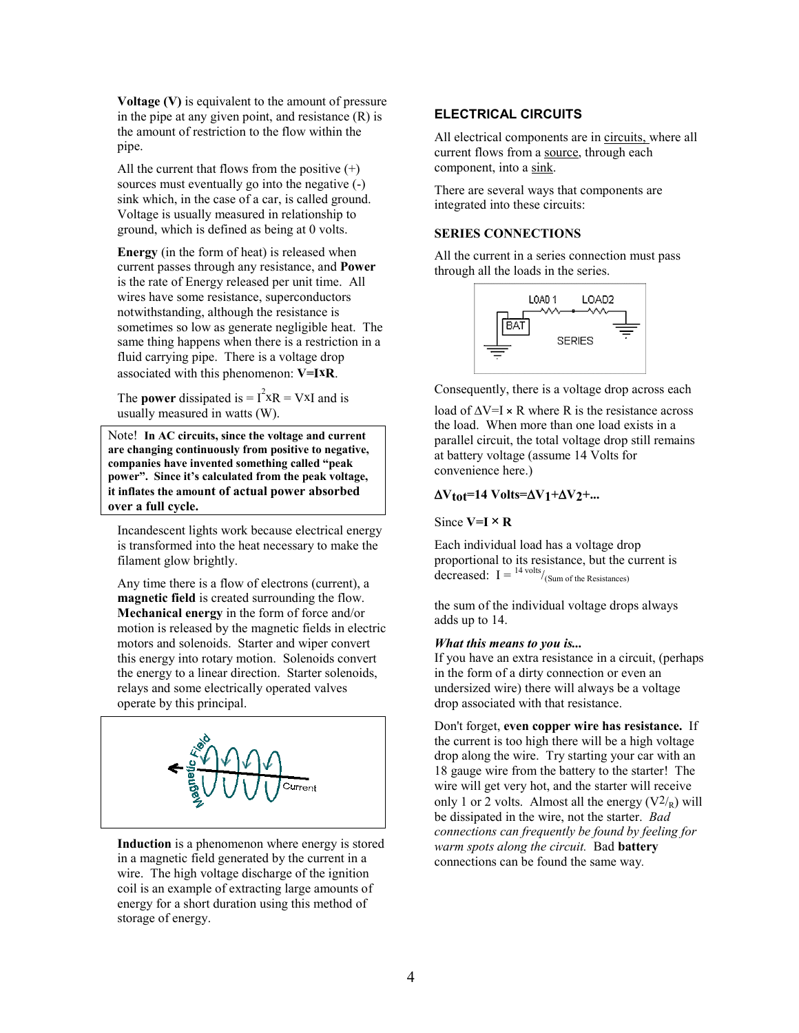**Voltage (V)** is equivalent to the amount of pressure in the pipe at any given point, and resistance (R) is the amount of restriction to the flow within the pipe.

All the current that flows from the positive (+) sources must eventually go into the negative (-) sink which, in the case of a car, is called ground. Voltage is usually measured in relationship to ground, which is defined as being at 0 volts.

**Energy** (in the form of heat) is released when current passes through any resistance, and **Power** is the rate of Energy released per unit time. All wires have some resistance, superconductors notwithstanding, although the resistance is sometimes so low as generate negligible heat. The same thing happens when there is a restriction in a fluid carrying pipe. There is a voltage drop associated with this phenomenon: **$V=I \times R$**.

The **power** dissipated is $= I^2 \times R = V \times I$ and is usually measured in watts (W).

> Note! **In AC circuits, since the voltage and current are changing continuously from positive to negative, companies have invented something called "peak power". Since it's calculated from the peak voltage, it inflates the amount of actual power absorbed over a full cycle.**

Incandescent lights work because electrical energy is transformed into the heat necessary to make the filament glow brightly.

Any time there is a flow of electrons (current), a **magnetic field** is created surrounding the flow. **Mechanical energy** in the form of force and/or motion is released by the magnetic fields in electric motors and solenoids. Starter and wiper convert this energy into rotary motion. Solenoids convert the energy to a linear direction. Starter solenoids, relays and some electrically operated valves operate by this principal.

Magnetic Field — Current

**Induction** is a phenomenon where energy is stored in a magnetic field generated by the current in a wire. The high voltage discharge of the ignition coil is an example of extracting large amounts of energy for a short duration using this method of storage of energy.

## ELECTRICAL CIRCUITS

All electrical components are in circuits, where all current flows from a source, through each component, into a sink.

There are several ways that components are integrated into these circuits:

### SERIES CONNECTIONS

All the current in a series connection must pass through all the loads in the series.

LOAD 1 — LOAD2 — BAT — SERIES

Consequently, there is a voltage drop across each load of $\Delta V = I \times R$ where R is the resistance across the load. When more than one load exists in a parallel circuit, the total voltage drop still remains at battery voltage (assume 14 Volts for convenience here.)

**$\Delta V_{tot} = 14 \text{ Volts} = \Delta V_1 + \Delta V_2 + ...$**

Since **$V=I \times R$**

Each individual load has a voltage drop proportional to its resistance, but the current is decreased: $I = {}^{14 \text{ volts}}/_{(\text{Sum of the Resistances})}$

the sum of the individual voltage drops always adds up to 14.

***What this means to you is...***

If you have an extra resistance in a circuit, (perhaps in the form of a dirty connection or even an undersized wire) there will always be a voltage drop associated with that resistance.

Don't forget, **even copper wire has resistance.** If the current is too high there will be a high voltage drop along the wire. Try starting your car with an 18 gauge wire from the battery to the starter! The wire will get very hot, and the starter will receive only 1 or 2 volts. Almost all the energy ($V^2/_R$) will be dissipated in the wire, not the starter. *Bad connections can frequently be found by feeling for warm spots along the circuit.* Bad **battery** connections can be found the same way.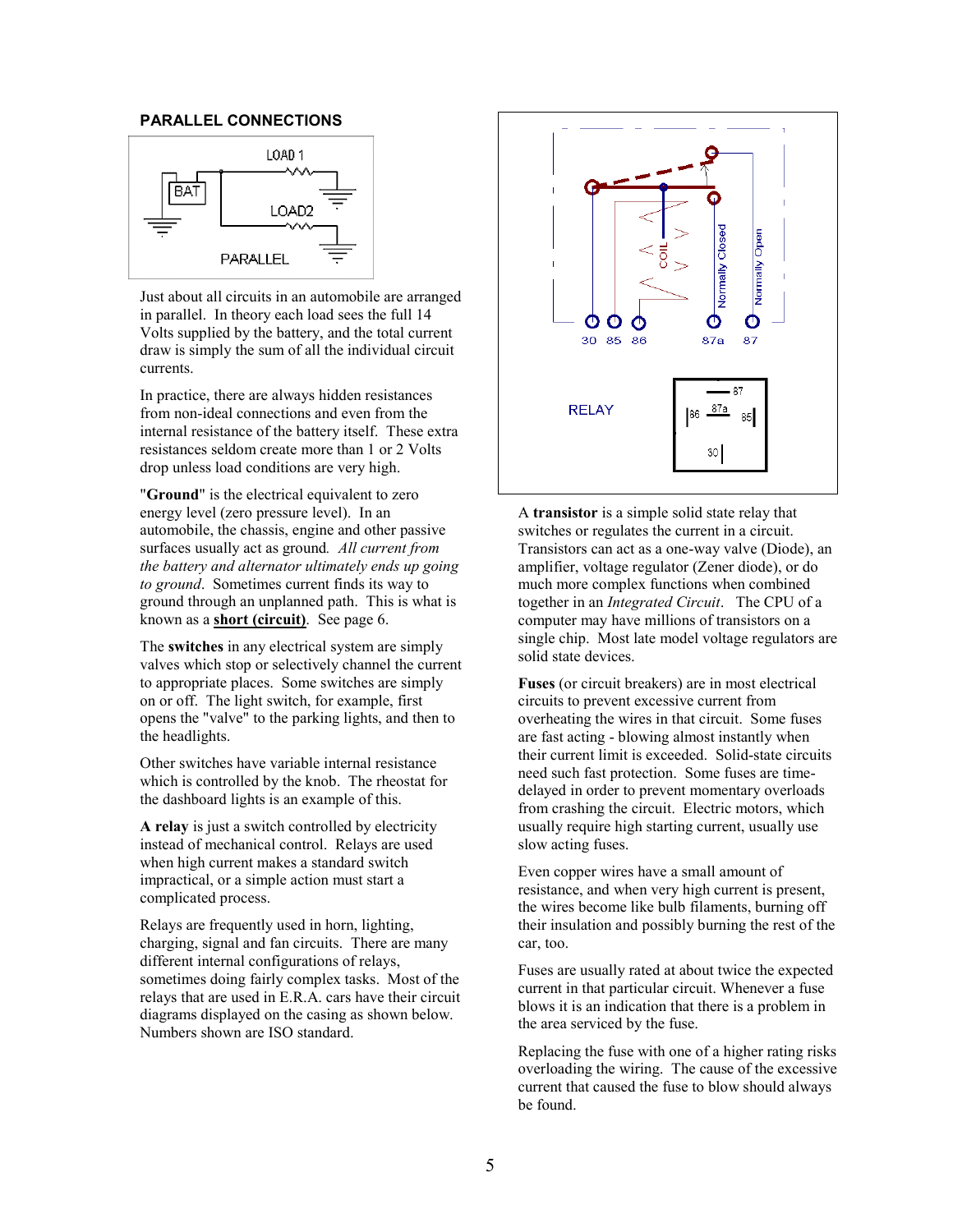### PARALLEL CONNECTIONS

Just about all circuits in an automobile are arranged in parallel. In theory each load sees the full 14 Volts supplied by the battery, and the total current draw is simply the sum of all the individual circuit currents.

In practice, there are always hidden resistances from non-ideal connections and even from the internal resistance of the battery itself. These extra resistances seldom create more than 1 or 2 Volts drop unless load conditions are very high.

"**Ground**" is the electrical equivalent to zero energy level (zero pressure level). In an automobile, the chassis, engine and other passive surfaces usually act as ground. *All current from the battery and alternator ultimately ends up going to ground*. Sometimes current finds its way to ground through an unplanned path. This is what is known as a **short (circuit)**. See page 6.

The **switches** in any electrical system are simply valves which stop or selectively channel the current to appropriate places. Some switches are simply on or off. The light switch, for example, first opens the "valve" to the parking lights, and then to the headlights.

Other switches have variable internal resistance which is controlled by the knob. The rheostat for the dashboard lights is an example of this.

**A relay** is just a switch controlled by electricity instead of mechanical control. Relays are used when high current makes a standard switch impractical, or a simple action must start a complicated process.

Relays are frequently used in horn, lighting, charging, signal and fan circuits. There are many different internal configurations of relays, sometimes doing fairly complex tasks. Most of the relays that are used in E.R.A. cars have their circuit diagrams displayed on the casing as shown below. Numbers shown are ISO standard.

A **transistor** is a simple solid state relay that switches or regulates the current in a circuit. Transistors can act as a one-way valve (Diode), an amplifier, voltage regulator (Zener diode), or do much more complex functions when combined together in an *Integrated Circuit*. The CPU of a computer may have millions of transistors on a single chip. Most late model voltage regulators are solid state devices.

**Fuses** (or circuit breakers) are in most electrical circuits to prevent excessive current from overheating the wires in that circuit. Some fuses are fast acting - blowing almost instantly when their current limit is exceeded. Solid-state circuits need such fast protection. Some fuses are time-delayed in order to prevent momentary overloads from crashing the circuit. Electric motors, which usually require high starting current, usually use slow acting fuses.

Even copper wires have a small amount of resistance, and when very high current is present, the wires become like bulb filaments, burning off their insulation and possibly burning the rest of the car, too.

Fuses are usually rated at about twice the expected current in that particular circuit. Whenever a fuse blows it is an indication that there is a problem in the area serviced by the fuse.

Replacing the fuse with one of a higher rating risks overloading the wiring. The cause of the excessive current that caused the fuse to blow should always be found.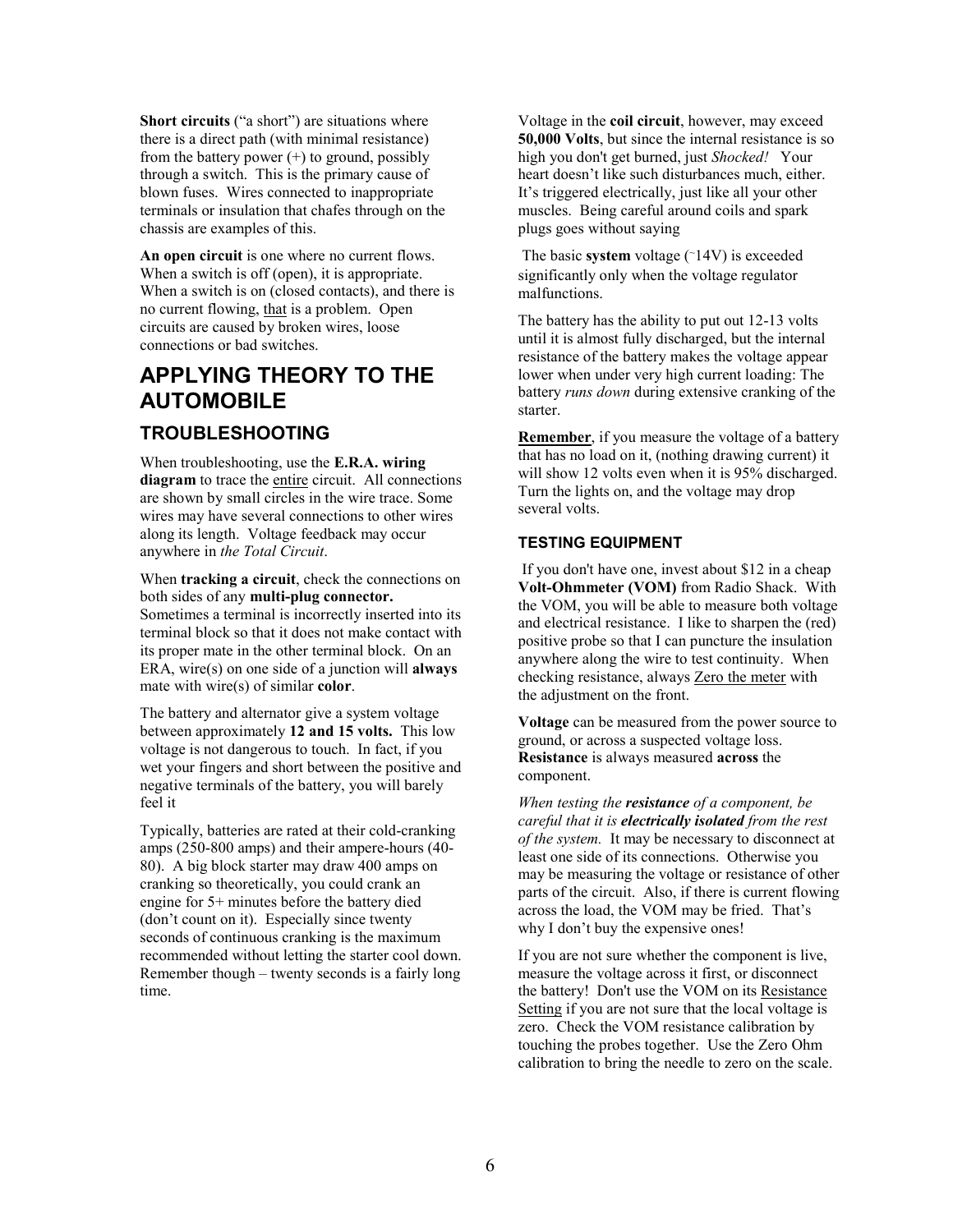**Short circuits** ("a short") are situations where there is a direct path (with minimal resistance) from the battery power (+) to ground, possibly through a switch. This is the primary cause of blown fuses. Wires connected to inappropriate terminals or insulation that chafes through on the chassis are examples of this.

**An open circuit** is one where no current flows. When a switch is off (open), it is appropriate. When a switch is on (closed contacts), and there is no current flowing, that is a problem. Open circuits are caused by broken wires, loose connections or bad switches.

# APPLYING THEORY TO THE AUTOMOBILE

## TROUBLESHOOTING

When troubleshooting, use the **E.R.A. wiring diagram** to trace the entire circuit. All connections are shown by small circles in the wire trace. Some wires may have several connections to other wires along its length. Voltage feedback may occur anywhere in *the Total Circuit*.

When **tracking a circuit**, check the connections on both sides of any **multi-plug connector.** Sometimes a terminal is incorrectly inserted into its terminal block so that it does not make contact with its proper mate in the other terminal block. On an ERA, wire(s) on one side of a junction will **always** mate with wire(s) of similar **color**.

The battery and alternator give a system voltage between approximately **12 and 15 volts.** This low voltage is not dangerous to touch. In fact, if you wet your fingers and short between the positive and negative terminals of the battery, you will barely feel it

Typically, batteries are rated at their cold-cranking amps (250-800 amps) and their ampere-hours (40-80). A big block starter may draw 400 amps on cranking so theoretically, you could crank an engine for 5+ minutes before the battery died (don't count on it). Especially since twenty seconds of continuous cranking is the maximum recommended without letting the starter cool down. Remember though – twenty seconds is a fairly long time.

Voltage in the **coil circuit**, however, may exceed **50,000 Volts**, but since the internal resistance is so high you don't get burned, just *Shocked!* Your heart doesn't like such disturbances much, either. It's triggered electrically, just like all your other muscles. Being careful around coils and spark plugs goes without saying

The basic **system** voltage (~14V) is exceeded significantly only when the voltage regulator malfunctions.

The battery has the ability to put out 12-13 volts until it is almost fully discharged, but the internal resistance of the battery makes the voltage appear lower when under very high current loading: The battery *runs down* during extensive cranking of the starter.

**Remember**, if you measure the voltage of a battery that has no load on it, (nothing drawing current) it will show 12 volts even when it is 95% discharged. Turn the lights on, and the voltage may drop several volts.

### TESTING EQUIPMENT

If you don't have one, invest about $12 in a cheap **Volt-Ohmmeter (VOM)** from Radio Shack. With the VOM, you will be able to measure both voltage and electrical resistance. I like to sharpen the (red) positive probe so that I can puncture the insulation anywhere along the wire to test continuity. When checking resistance, always Zero the meter with the adjustment on the front.

**Voltage** can be measured from the power source to ground, or across a suspected voltage loss. **Resistance** is always measured **across** the component.

*When testing the **resistance** of a component, be careful that it is **electrically isolated** from the rest of the system.* It may be necessary to disconnect at least one side of its connections. Otherwise you may be measuring the voltage or resistance of other parts of the circuit. Also, if there is current flowing across the load, the VOM may be fried. That's why I don't buy the expensive ones!

If you are not sure whether the component is live, measure the voltage across it first, or disconnect the battery! Don't use the VOM on its Resistance Setting if you are not sure that the local voltage is zero. Check the VOM resistance calibration by touching the probes together. Use the Zero Ohm calibration to bring the needle to zero on the scale.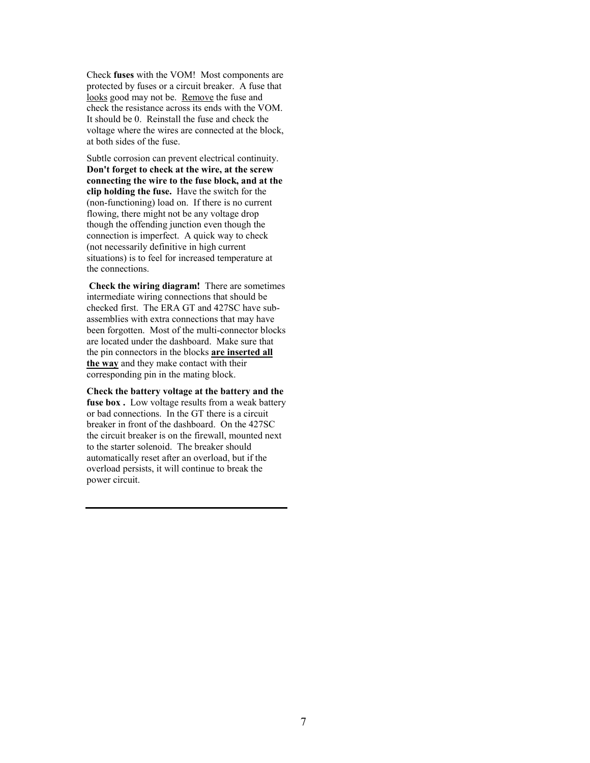Check **fuses** with the VOM! Most components are protected by fuses or a circuit breaker. A fuse that <u>looks</u> good may not be. <u>Remove</u> the fuse and check the resistance across its ends with the VOM. It should be 0. Reinstall the fuse and check the voltage where the wires are connected at the block, at both sides of the fuse.

Subtle corrosion can prevent electrical continuity. **Don't forget to check at the wire, at the screw connecting the wire to the fuse block, and at the clip holding the fuse.** Have the switch for the (non-functioning) load on. If there is no current flowing, there might not be any voltage drop though the offending junction even though the connection is imperfect. A quick way to check (not necessarily definitive in high current situations) is to feel for increased temperature at the connections.

**Check the wiring diagram!** There are sometimes intermediate wiring connections that should be checked first. The ERA GT and 427SC have sub-assemblies with extra connections that may have been forgotten. Most of the multi-connector blocks are located under the dashboard. Make sure that the pin connectors in the blocks <u>**are inserted all the way**</u> and they make contact with their corresponding pin in the mating block.

**Check the battery voltage at the battery and the fuse box .** Low voltage results from a weak battery or bad connections. In the GT there is a circuit breaker in front of the dashboard. On the 427SC the circuit breaker is on the firewall, mounted next to the starter solenoid. The breaker should automatically reset after an overload, but if the overload persists, it will continue to break the power circuit.

---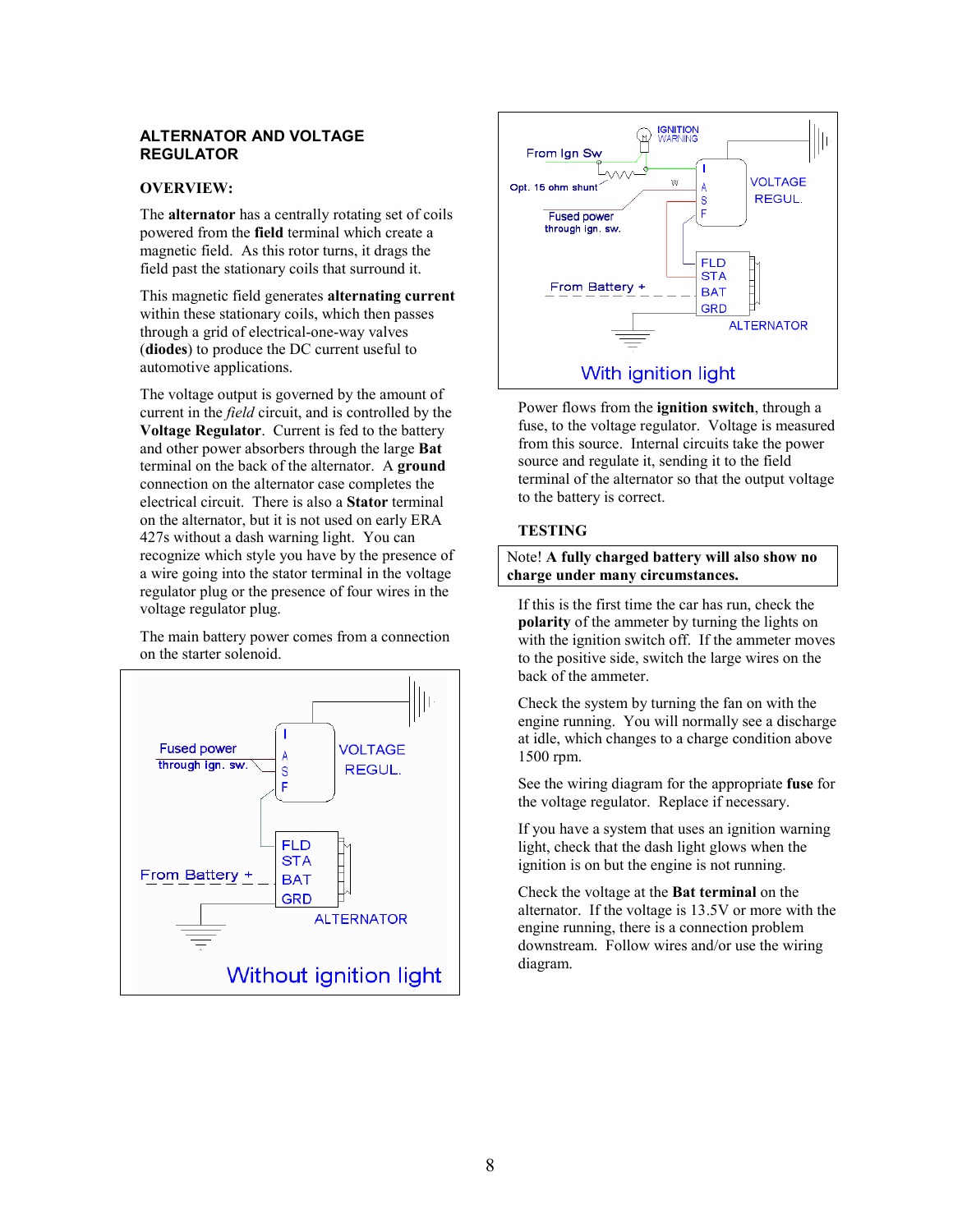## ALTERNATOR AND VOLTAGE REGULATOR

**OVERVIEW:**

The **alternator** has a centrally rotating set of coils powered from the **field** terminal which create a magnetic field. As this rotor turns, it drags the field past the stationary coils that surround it.

This magnetic field generates **alternating current** within these stationary coils, which then passes through a grid of electrical-one-way valves (**diodes**) to produce the DC current useful to automotive applications.

The voltage output is governed by the amount of current in the *field* circuit, and is controlled by the **Voltage Regulator**. Current is fed to the battery and other power absorbers through the large **Bat** terminal on the back of the alternator. A **ground** connection on the alternator case completes the electrical circuit. There is also a **Stator** terminal on the alternator, but it is not used on early ERA 427s without a dash warning light. You can recognize which style you have by the presence of a wire going into the stator terminal in the voltage regulator plug or the presence of four wires in the voltage regulator plug.

The main battery power comes from a connection on the starter solenoid.

Fused power through ign. sw.
From Battery +
VOLTAGE REGUL. (I, A, S, F)
ALTERNATOR (FLD, STA, BAT, GRD)

Without ignition light

IGNITION WARNING
From Ign Sw
Opt. 15 ohm shunt
Fused power through ign. sw.
From Battery +
VOLTAGE REGUL. (I, A, S, F)
ALTERNATOR (FLD, STA, BAT, GRD)

With ignition light

Power flows from the **ignition switch**, through a fuse, to the voltage regulator. Voltage is measured from this source. Internal circuits take the power source and regulate it, sending it to the field terminal of the alternator so that the output voltage to the battery is correct.

**TESTING**

> Note! **A fully charged battery will also show no charge under many circumstances.**

If this is the first time the car has run, check the **polarity** of the ammeter by turning the lights on with the ignition switch off. If the ammeter moves to the positive side, switch the large wires on the back of the ammeter.

Check the system by turning the fan on with the engine running. You will normally see a discharge at idle, which changes to a charge condition above 1500 rpm.

See the wiring diagram for the appropriate **fuse** for the voltage regulator. Replace if necessary.

If you have a system that uses an ignition warning light, check that the dash light glows when the ignition is on but the engine is not running.

Check the voltage at the **Bat terminal** on the alternator. If the voltage is 13.5V or more with the engine running, there is a connection problem downstream. Follow wires and/or use the wiring diagram.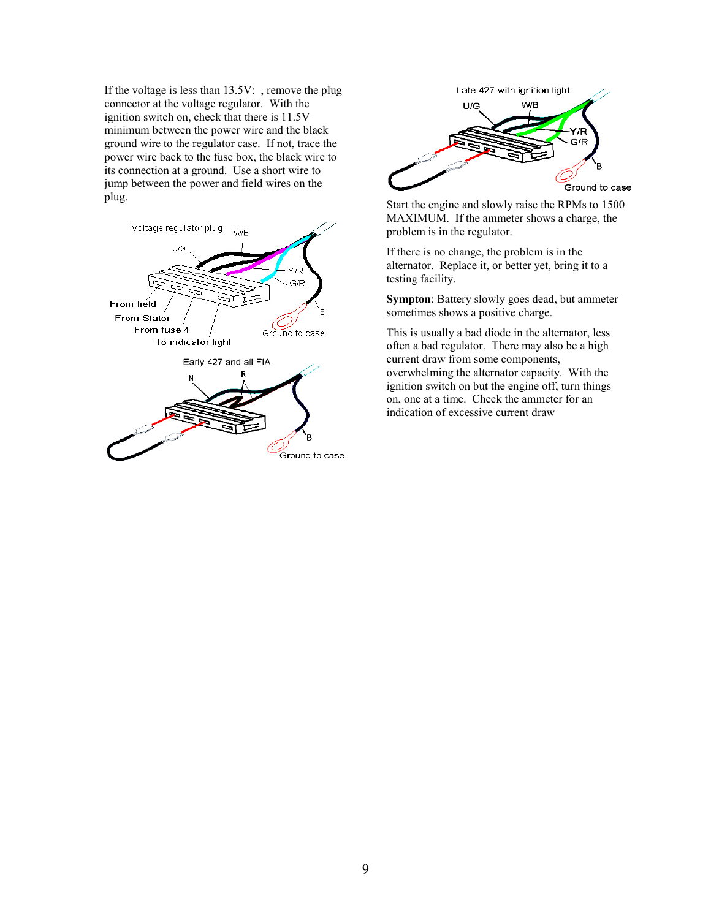If the voltage is less than 13.5V: , remove the plug connector at the voltage regulator. With the ignition switch on, check that there is 11.5V minimum between the power wire and the black ground wire to the regulator case. If not, trace the power wire back to the fuse box, the black wire to its connection at a ground. Use a short wire to jump between the power and field wires on the plug.

Voltage regulator plug

W/B

U/G

Y/R

G/R

From field

From Stator

From fuse 4

To indicator light

B

Ground to case

Early 427 and all FIA

N

R

B

Ground to case

Late 427 with ignition light

U/G

W/B

Y/R

G/R

B

Ground to case

Start the engine and slowly raise the RPMs to 1500 MAXIMUM. If the ammeter shows a charge, the problem is in the regulator.

If there is no change, the problem is in the alternator. Replace it, or better yet, bring it to a testing facility.

**Sympton**: Battery slowly goes dead, but ammeter sometimes shows a positive charge.

This is usually a bad diode in the alternator, less often a bad regulator. There may also be a high current draw from some components, overwhelming the alternator capacity. With the ignition switch on but the engine off, turn things on, one at a time. Check the ammeter for an indication of excessive current draw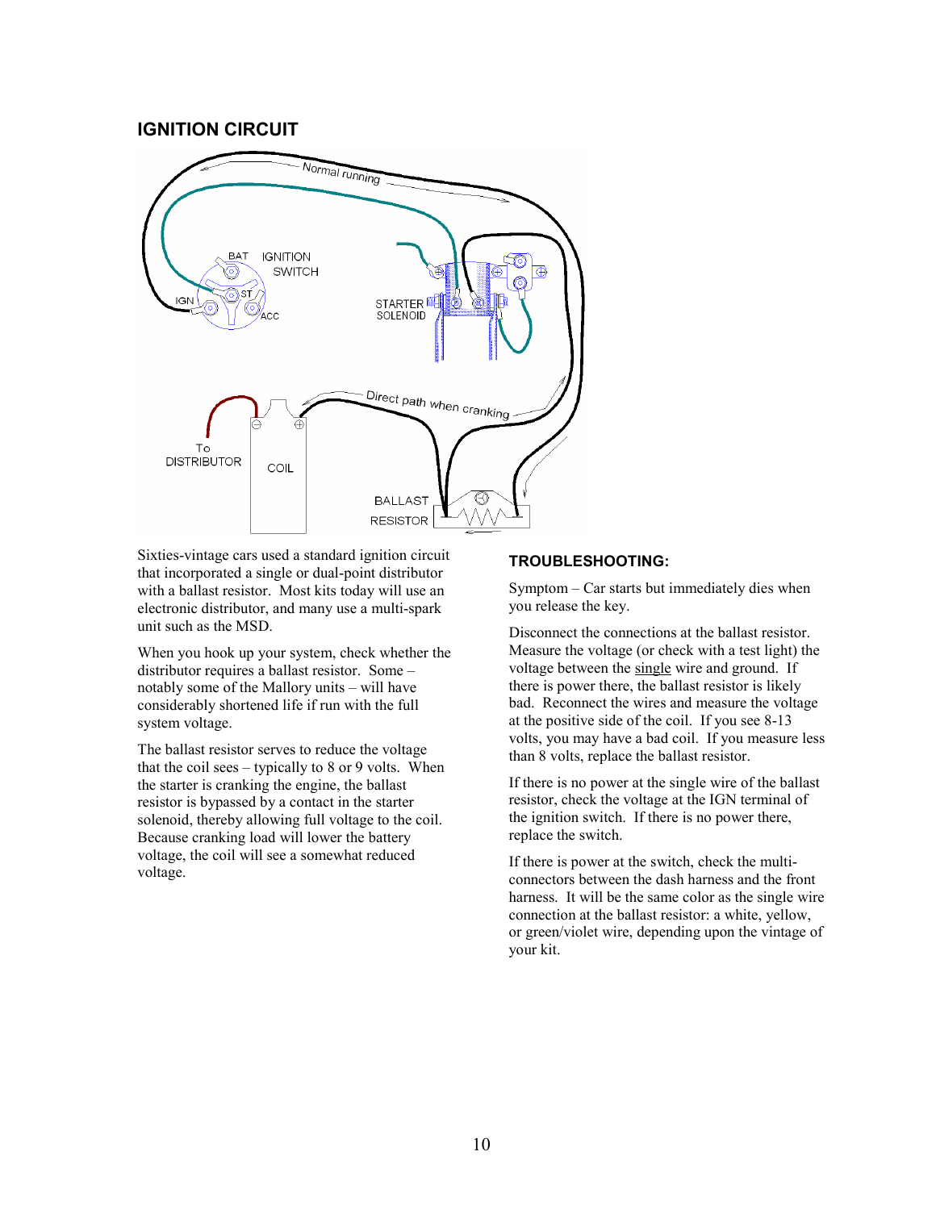## IGNITION CIRCUIT

Sixties-vintage cars used a standard ignition circuit that incorporated a single or dual-point distributor with a ballast resistor. Most kits today will use an electronic distributor, and many use a multi-spark unit such as the MSD.

When you hook up your system, check whether the distributor requires a ballast resistor. Some – notably some of the Mallory units – will have considerably shortened life if run with the full system voltage.

The ballast resistor serves to reduce the voltage that the coil sees – typically to 8 or 9 volts. When the starter is cranking the engine, the ballast resistor is bypassed by a contact in the starter solenoid, thereby allowing full voltage to the coil. Because cranking load will lower the battery voltage, the coil will see a somewhat reduced voltage.

### TROUBLESHOOTING:

Symptom – Car starts but immediately dies when you release the key.

Disconnect the connections at the ballast resistor. Measure the voltage (or check with a test light) the voltage between the single wire and ground. If there is power there, the ballast resistor is likely bad. Reconnect the wires and measure the voltage at the positive side of the coil. If you see 8-13 volts, you may have a bad coil. If you measure less than 8 volts, replace the ballast resistor.

If there is no power at the single wire of the ballast resistor, check the voltage at the IGN terminal of the ignition switch. If there is no power there, replace the switch.

If there is power at the switch, check the multi-connectors between the dash harness and the front harness. It will be the same color as the single wire connection at the ballast resistor: a white, yellow, or green/violet wire, depending upon the vintage of your kit.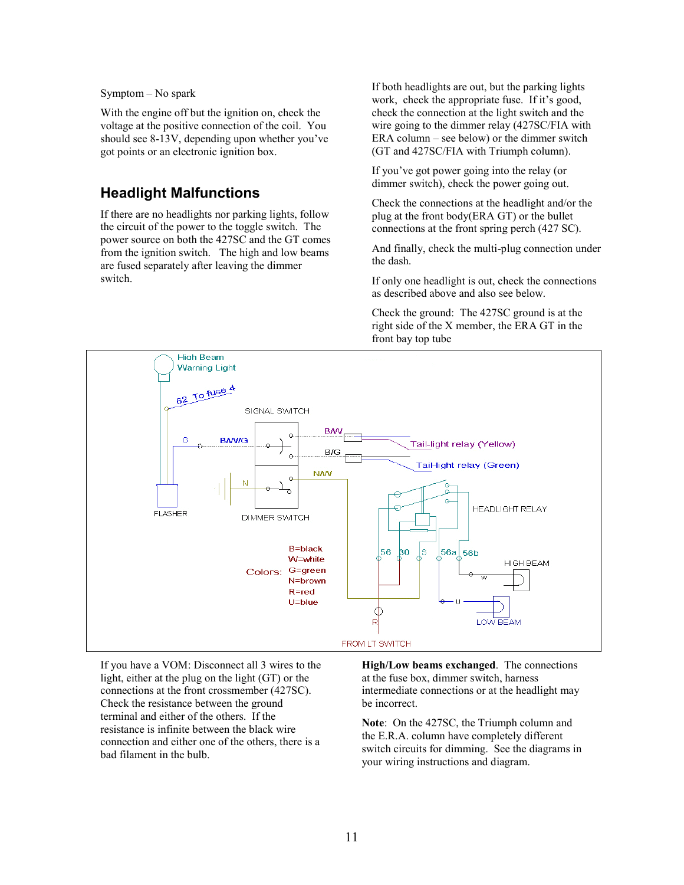Symptom – No spark

With the engine off but the ignition on, check the voltage at the positive connection of the coil. You should see 8-13V, depending upon whether you've got points or an electronic ignition box.

## Headlight Malfunctions

If there are no headlights nor parking lights, follow the circuit of the power to the toggle switch. The power source on both the 427SC and the GT comes from the ignition switch. The high and low beams are fused separately after leaving the dimmer switch.

If both headlights are out, but the parking lights work, check the appropriate fuse. If it's good, check the connection at the light switch and the wire going to the dimmer relay (427SC/FIA with ERA column – see below) or the dimmer switch (GT and 427SC/FIA with Triumph column).

If you've got power going into the relay (or dimmer switch), check the power going out.

Check the connections at the headlight and/or the plug at the front body(ERA GT) or the bullet connections at the front spring perch (427 SC).

And finally, check the multi-plug connection under the dash.

If only one headlight is out, check the connections as described above and also see below.

Check the ground: The 427SC ground is at the right side of the X member, the ERA GT in the front bay top tube

If you have a VOM: Disconnect all 3 wires to the light, either at the plug on the light (GT) or the connections at the front crossmember (427SC). Check the resistance between the ground terminal and either of the others. If the resistance is infinite between the black wire connection and either one of the others, there is a bad filament in the bulb.

**High/Low beams exchanged**. The connections at the fuse box, dimmer switch, harness intermediate connections or at the headlight may be incorrect.

**Note**: On the 427SC, the Triumph column and the E.R.A. column have completely different switch circuits for dimming. See the diagrams in your wiring instructions and diagram.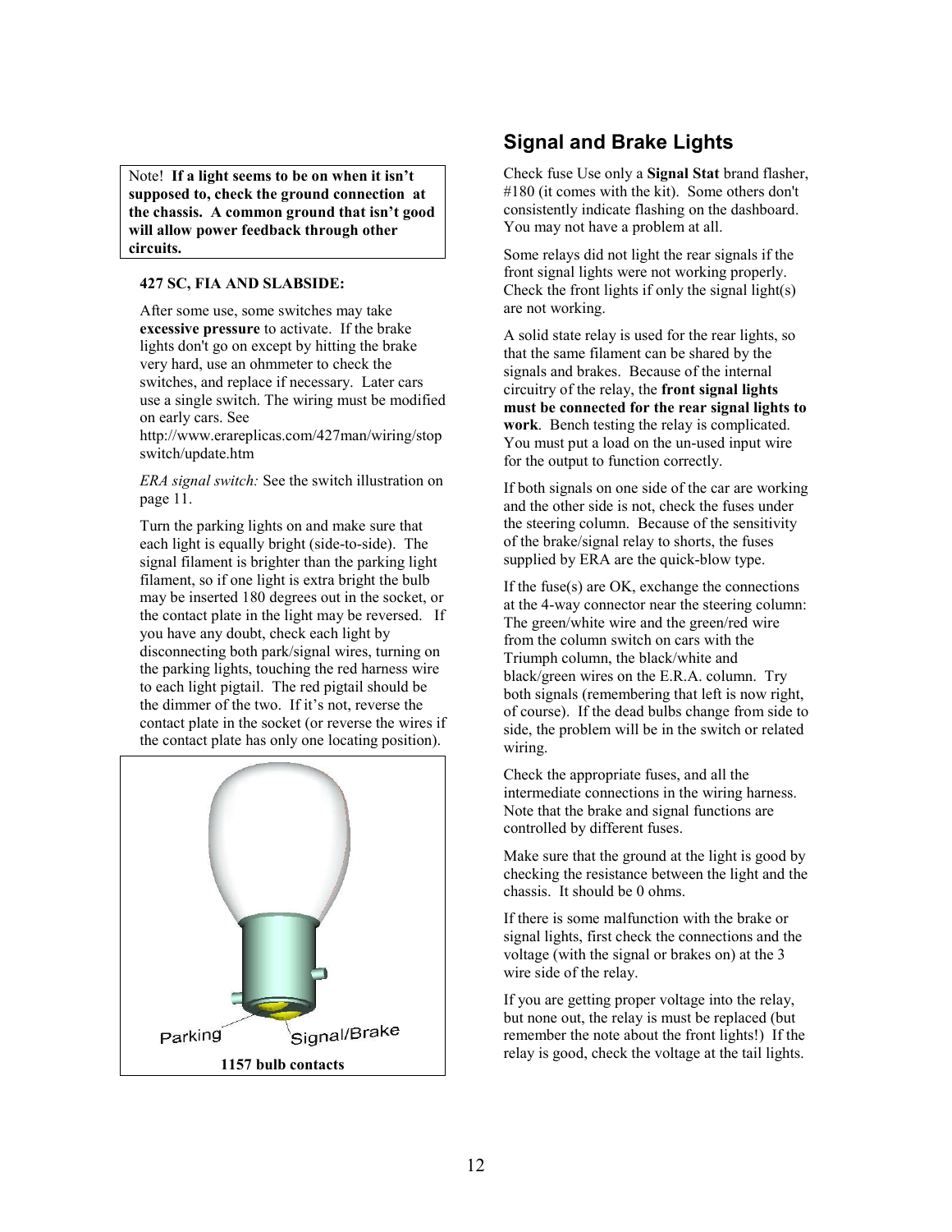Note! **If a light seems to be on when it isn't supposed to, check the ground connection at the chassis. A common ground that isn't good will allow power feedback through other circuits.**

**427 SC, FIA AND SLABSIDE:**

After some use, some switches may take **excessive pressure** to activate. If the brake lights don't go on except by hitting the brake very hard, use an ohmmeter to check the switches, and replace if necessary. Later cars use a single switch. The wiring must be modified on early cars. See http://www.erareplicas.com/427man/wiring/stopswitch/update.htm

*ERA signal switch:* See the switch illustration on page 11.

Turn the parking lights on and make sure that each light is equally bright (side-to-side). The signal filament is brighter than the parking light filament, so if one light is extra bright the bulb may be inserted 180 degrees out in the socket, or the contact plate in the light may be reversed. If you have any doubt, check each light by disconnecting both park/signal wires, turning on the parking lights, touching the red harness wire to each light pigtail. The red pigtail should be the dimmer of the two. If it's not, reverse the contact plate in the socket (or reverse the wires if the contact plate has only one locating position).

Parking Signal/Brake

**1157 bulb contacts**

## Signal and Brake Lights

Check fuse Use only a **Signal Stat** brand flasher, #180 (it comes with the kit). Some others don't consistently indicate flashing on the dashboard. You may not have a problem at all.

Some relays did not light the rear signals if the front signal lights were not working properly. Check the front lights if only the signal light(s) are not working.

A solid state relay is used for the rear lights, so that the same filament can be shared by the signals and brakes. Because of the internal circuitry of the relay, the **front signal lights must be connected for the rear signal lights to work**. Bench testing the relay is complicated. You must put a load on the un-used input wire for the output to function correctly.

If both signals on one side of the car are working and the other side is not, check the fuses under the steering column. Because of the sensitivity of the brake/signal relay to shorts, the fuses supplied by ERA are the quick-blow type.

If the fuse(s) are OK, exchange the connections at the 4-way connector near the steering column: The green/white wire and the green/red wire from the column switch on cars with the Triumph column, the black/white and black/green wires on the E.R.A. column. Try both signals (remembering that left is now right, of course). If the dead bulbs change from side to side, the problem will be in the switch or related wiring.

Check the appropriate fuses, and all the intermediate connections in the wiring harness. Note that the brake and signal functions are controlled by different fuses.

Make sure that the ground at the light is good by checking the resistance between the light and the chassis. It should be 0 ohms.

If there is some malfunction with the brake or signal lights, first check the connections and the voltage (with the signal or brakes on) at the 3 wire side of the relay.

If you are getting proper voltage into the relay, but none out, the relay is must be replaced (but remember the note about the front lights!) If the relay is good, check the voltage at the tail lights.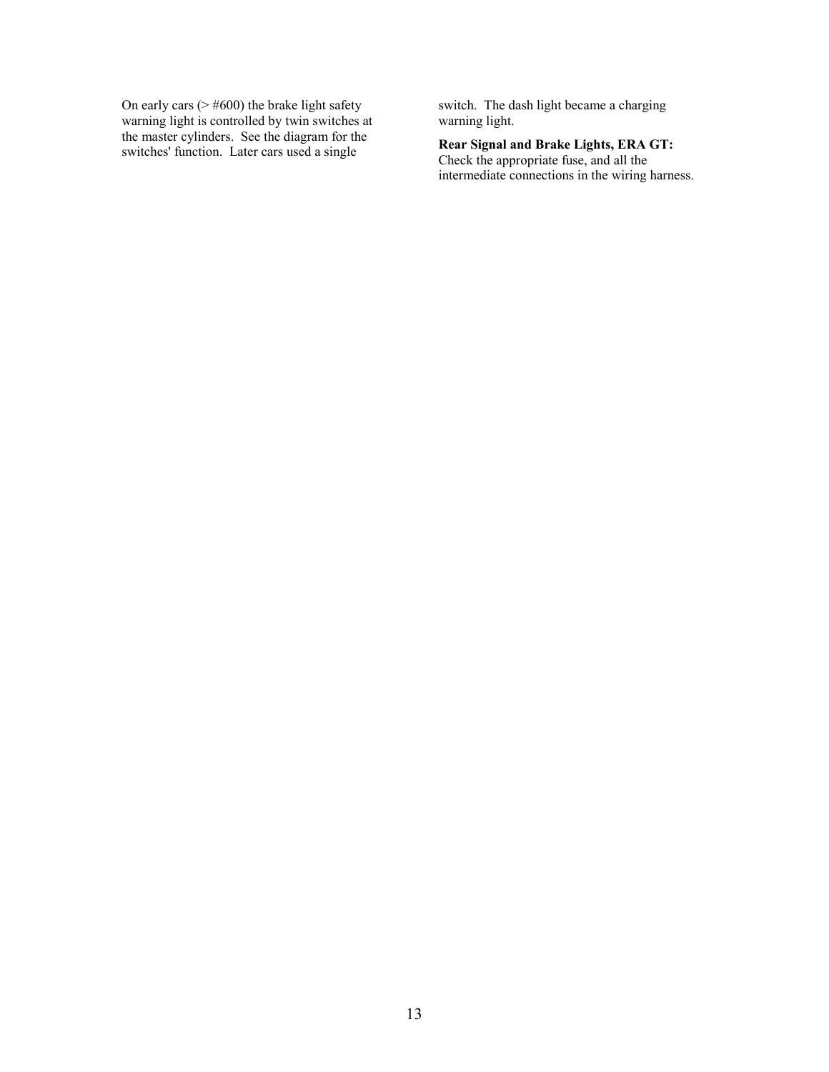On early cars (> #600) the brake light safety warning light is controlled by twin switches at the master cylinders. See the diagram for the switches' function. Later cars used a single switch. The dash light became a charging warning light.

**Rear Signal and Brake Lights, ERA GT:** Check the appropriate fuse, and all the intermediate connections in the wiring harness.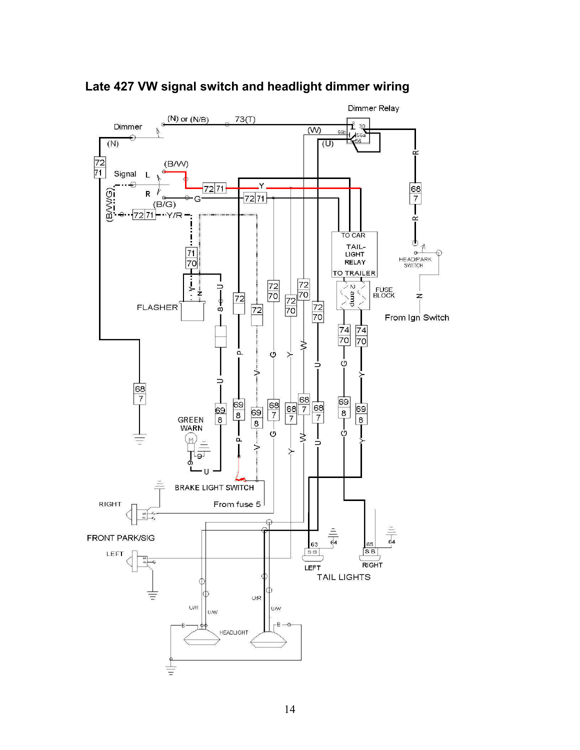# Late 427 VW signal switch and headlight dimmer wiring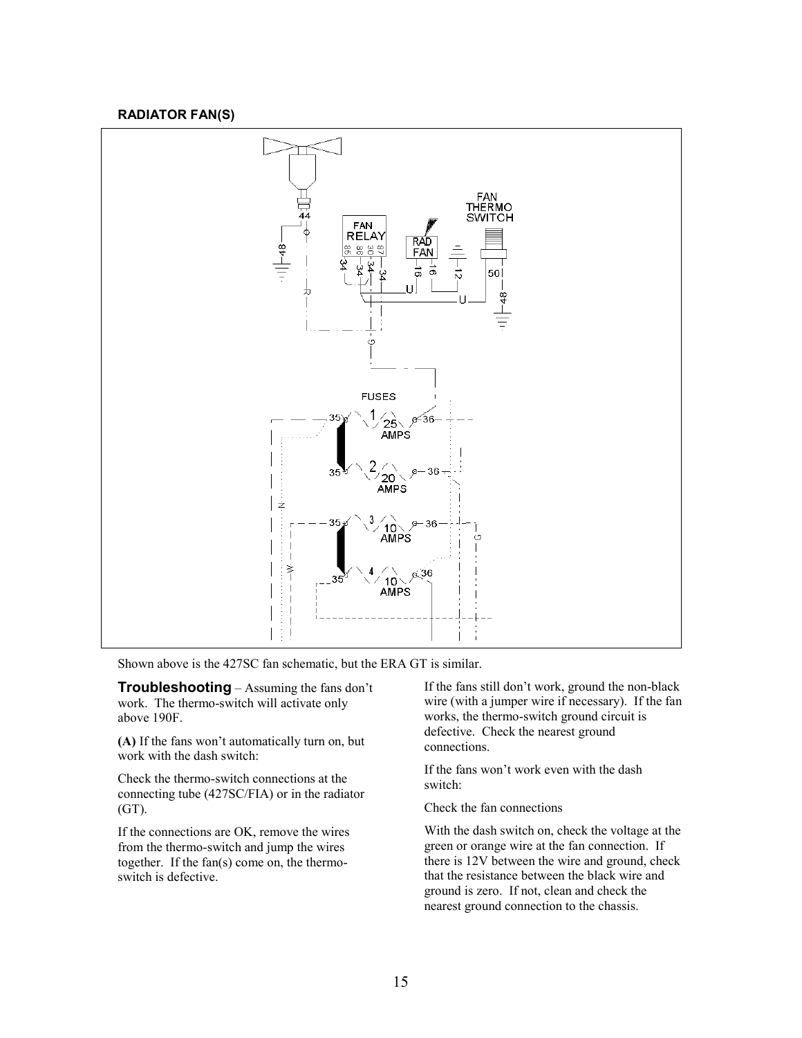## RADIATOR FAN(S)

Shown above is the 427SC fan schematic, but the ERA GT is similar.

**Troubleshooting** – Assuming the fans don't work. The thermo-switch will activate only above 190F.

**(A)** If the fans won't automatically turn on, but work with the dash switch:

Check the thermo-switch connections at the connecting tube (427SC/FIA) or in the radiator (GT).

If the connections are OK, remove the wires from the thermo-switch and jump the wires together. If the fan(s) come on, the thermo-switch is defective.

If the fans still don't work, ground the non-black wire (with a jumper wire if necessary). If the fan works, the thermo-switch ground circuit is defective. Check the nearest ground connections.

If the fans won't work even with the dash switch:

Check the fan connections

With the dash switch on, check the voltage at the green or orange wire at the fan connection. If there is 12V between the wire and ground, check that the resistance between the black wire and ground is zero. If not, clean and check the nearest ground connection to the chassis.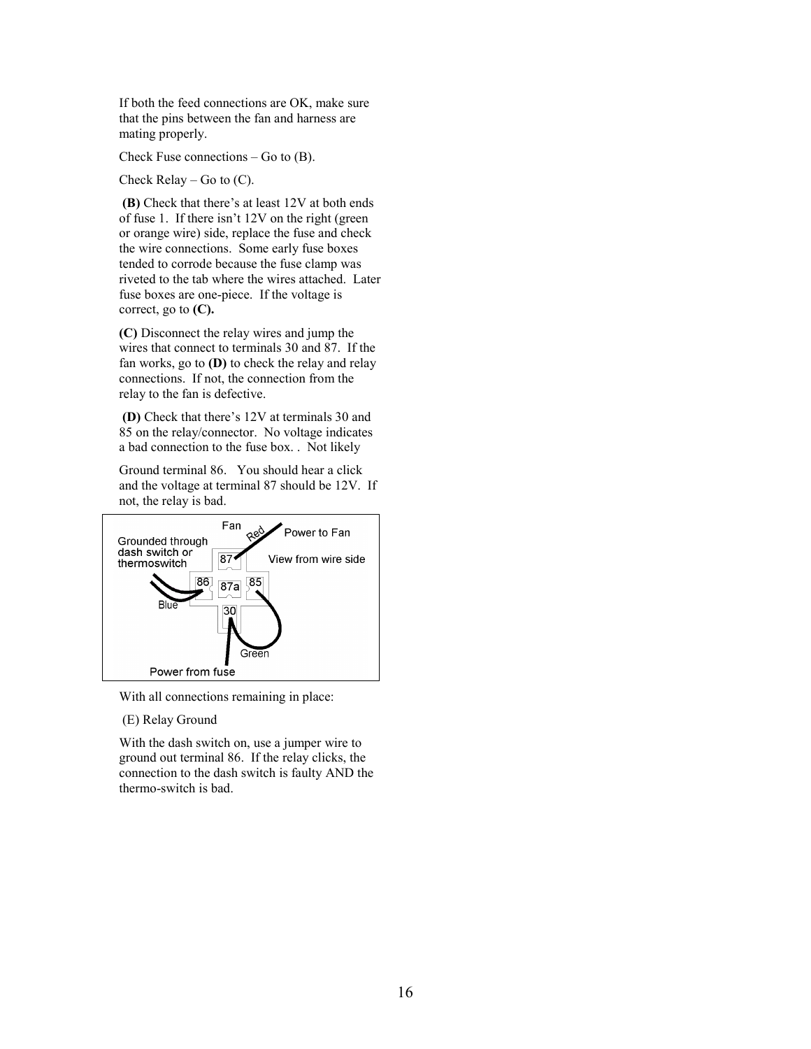If both the feed connections are OK, make sure that the pins between the fan and harness are mating properly.

Check Fuse connections – Go to (B).

Check Relay – Go to (C).

**(B)** Check that there's at least 12V at both ends of fuse 1. If there isn't 12V on the right (green or orange wire) side, replace the fuse and check the wire connections. Some early fuse boxes tended to corrode because the fuse clamp was riveted to the tab where the wires attached. Later fuse boxes are one-piece. If the voltage is correct, go to **(C).**

**(C)** Disconnect the relay wires and jump the wires that connect to terminals 30 and 87. If the fan works, go to **(D)** to check the relay and relay connections. If not, the connection from the relay to the fan is defective.

**(D)** Check that there's 12V at terminals 30 and 85 on the relay/connector. No voltage indicates a bad connection to the fuse box. . Not likely

Ground terminal 86. You should hear a click and the voltage at terminal 87 should be 12V. If not, the relay is bad.

Fan
Red
Power to Fan
Grounded through dash switch or thermoswitch
87
View from wire side
86
87a
85
Blue
30
Green
Power from fuse

With all connections remaining in place:

(E) Relay Ground

With the dash switch on, use a jumper wire to ground out terminal 86. If the relay clicks, the connection to the dash switch is faulty AND the thermo-switch is bad.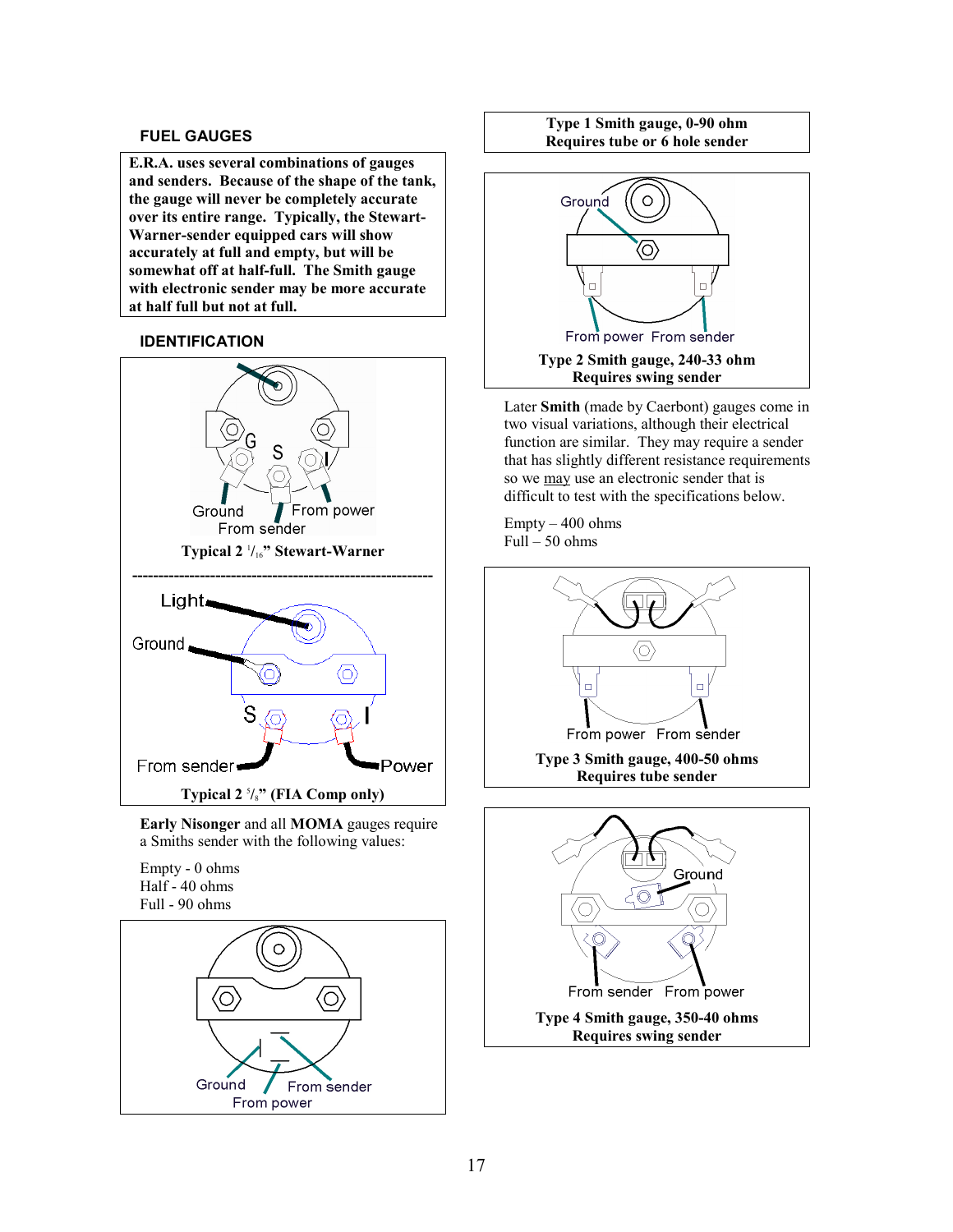## FUEL GAUGES

**E.R.A. uses several combinations of gauges and senders. Because of the shape of the tank, the gauge will never be completely accurate over its entire range. Typically, the Stewart-Warner-sender equipped cars will show accurately at full and empty, but will be somewhat off at half-full. The Smith gauge with electronic sender may be more accurate at half full but not at full.**

## IDENTIFICATION

G S I

Ground From power
From sender

**Typical 2 1/16" Stewart-Warner**

Light
Ground
S I
From sender Power

**Typical 2 5/8" (FIA Comp only)**

**Early Nisonger** and all **MOMA** gauges require a Smiths sender with the following values:

Empty - 0 ohms
Half - 40 ohms
Full - 90 ohms

Ground From sender
From power

**Type 1 Smith gauge, 0-90 ohm**
**Requires tube or 6 hole sender**

Ground
From power From sender

**Type 2 Smith gauge, 240-33 ohm**
**Requires swing sender**

Later **Smith** (made by Caerbont) gauges come in two visual variations, although their electrical function are similar. They may require a sender that has slightly different resistance requirements so we may use an electronic sender that is difficult to test with the specifications below.

Empty – 400 ohms
Full – 50 ohms

From power From sender

**Type 3 Smith gauge, 400-50 ohms**
**Requires tube sender**

Ground
From sender From power

**Type 4 Smith gauge, 350-40 ohms**
**Requires swing sender**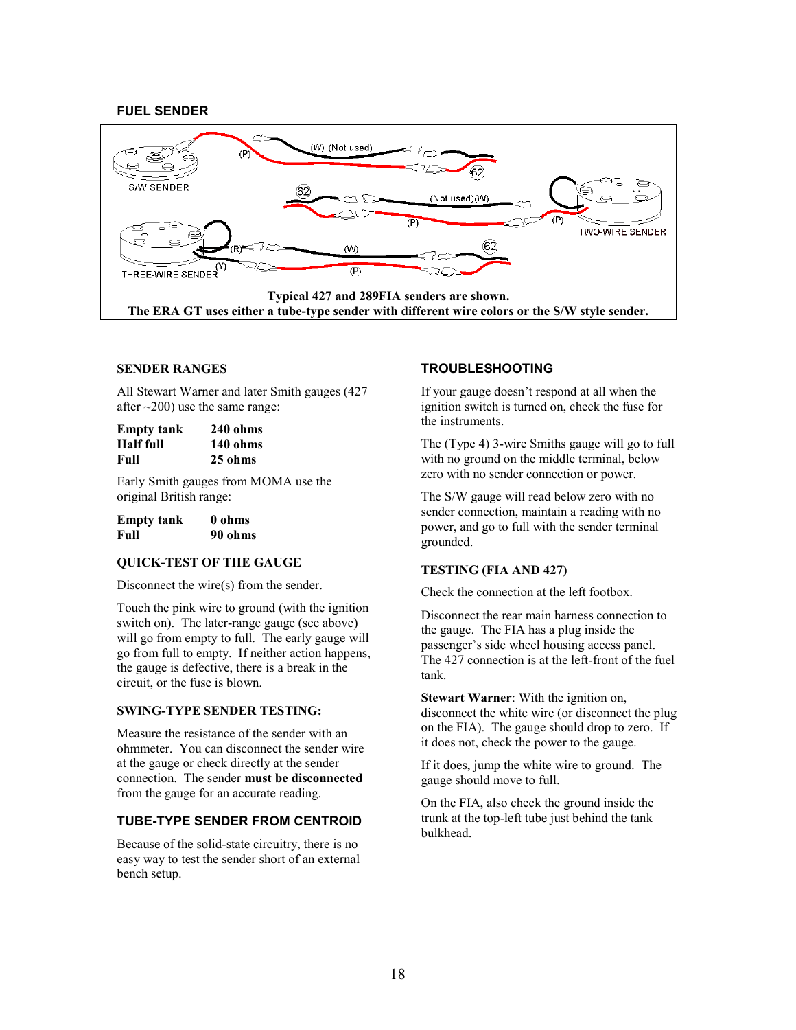## FUEL SENDER

S/W SENDER (P) (W) (Not used) 62

62 (Not used)(W) (P) (P) TWO-WIRE SENDER

THREE-WIRE SENDER (R) (Y) (W) (P) 62

**Typical 427 and 289FIA senders are shown.**
**The ERA GT uses either a tube-type sender with different wire colors or the S/W style sender.**

### SENDER RANGES

All Stewart Warner and later Smith gauges (427 after ~200) use the same range:

| | |
|---|---|
| **Empty tank** | **240 ohms** |
| **Half full** | **140 ohms** |
| **Full** | **25 ohms** |

Early Smith gauges from MOMA use the original British range:

| | |
|---|---|
| **Empty tank** | **0 ohms** |
| **Full** | **90 ohms** |

### QUICK-TEST OF THE GAUGE

Disconnect the wire(s) from the sender.

Touch the pink wire to ground (with the ignition switch on). The later-range gauge (see above) will go from empty to full. The early gauge will go from full to empty. If neither action happens, the gauge is defective, there is a break in the circuit, or the fuse is blown.

### SWING-TYPE SENDER TESTING:

Measure the resistance of the sender with an ohmmeter. You can disconnect the sender wire at the gauge or check directly at the sender connection. The sender **must be disconnected** from the gauge for an accurate reading.

### TUBE-TYPE SENDER FROM CENTROID

Because of the solid-state circuitry, there is no easy way to test the sender short of an external bench setup.

### TROUBLESHOOTING

If your gauge doesn't respond at all when the ignition switch is turned on, check the fuse for the instruments.

The (Type 4) 3-wire Smiths gauge will go to full with no ground on the middle terminal, below zero with no sender connection or power.

The S/W gauge will read below zero with no sender connection, maintain a reading with no power, and go to full with the sender terminal grounded.

### TESTING (FIA AND 427)

Check the connection at the left footbox.

Disconnect the rear main harness connection to the gauge. The FIA has a plug inside the passenger's side wheel housing access panel. The 427 connection is at the left-front of the fuel tank.

**Stewart Warner**: With the ignition on, disconnect the white wire (or disconnect the plug on the FIA). The gauge should drop to zero. If it does not, check the power to the gauge.

If it does, jump the white wire to ground. The gauge should move to full.

On the FIA, also check the ground inside the trunk at the top-left tube just behind the tank bulkhead.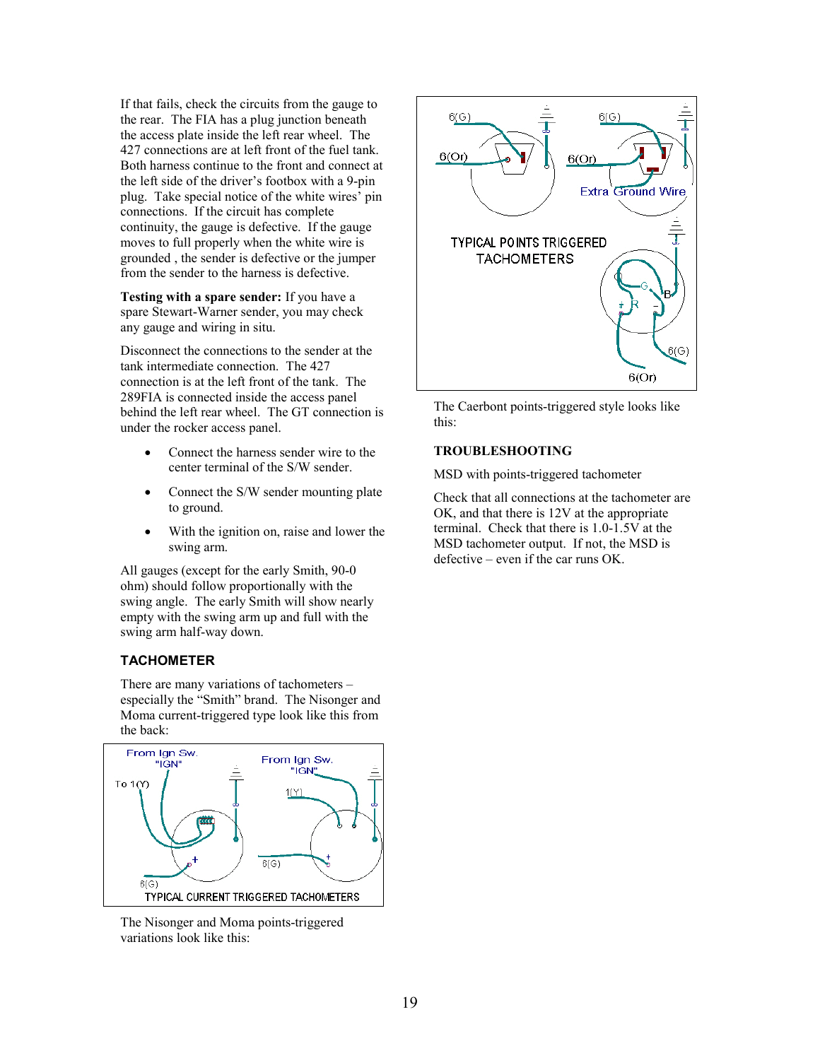If that fails, check the circuits from the gauge to the rear. The FIA has a plug junction beneath the access plate inside the left rear wheel. The 427 connections are at left front of the fuel tank. Both harness continue to the front and connect at the left side of the driver's footbox with a 9-pin plug. Take special notice of the white wires' pin connections. If the circuit has complete continuity, the gauge is defective. If the gauge moves to full properly when the white wire is grounded , the sender is defective or the jumper from the sender to the harness is defective.

**Testing with a spare sender:** If you have a spare Stewart-Warner sender, you may check any gauge and wiring in situ.

Disconnect the connections to the sender at the tank intermediate connection. The 427 connection is at the left front of the tank. The 289FIA is connected inside the access panel behind the left rear wheel. The GT connection is under the rocker access panel.

- Connect the harness sender wire to the center terminal of the S/W sender.
- Connect the S/W sender mounting plate to ground.
- With the ignition on, raise and lower the swing arm.

All gauges (except for the early Smith, 90-0 ohm) should follow proportionally with the swing angle. The early Smith will show nearly empty with the swing arm up and full with the swing arm half-way down.

## TACHOMETER

There are many variations of tachometers – especially the "Smith" brand. The Nisonger and Moma current-triggered type look like this from the back:

The Nisonger and Moma points-triggered variations look like this:

The Caerbont points-triggered style looks like this:

### TROUBLESHOOTING

MSD with points-triggered tachometer

Check that all connections at the tachometer are OK, and that there is 12V at the appropriate terminal. Check that there is 1.0-1.5V at the MSD tachometer output. If not, the MSD is defective – even if the car runs OK.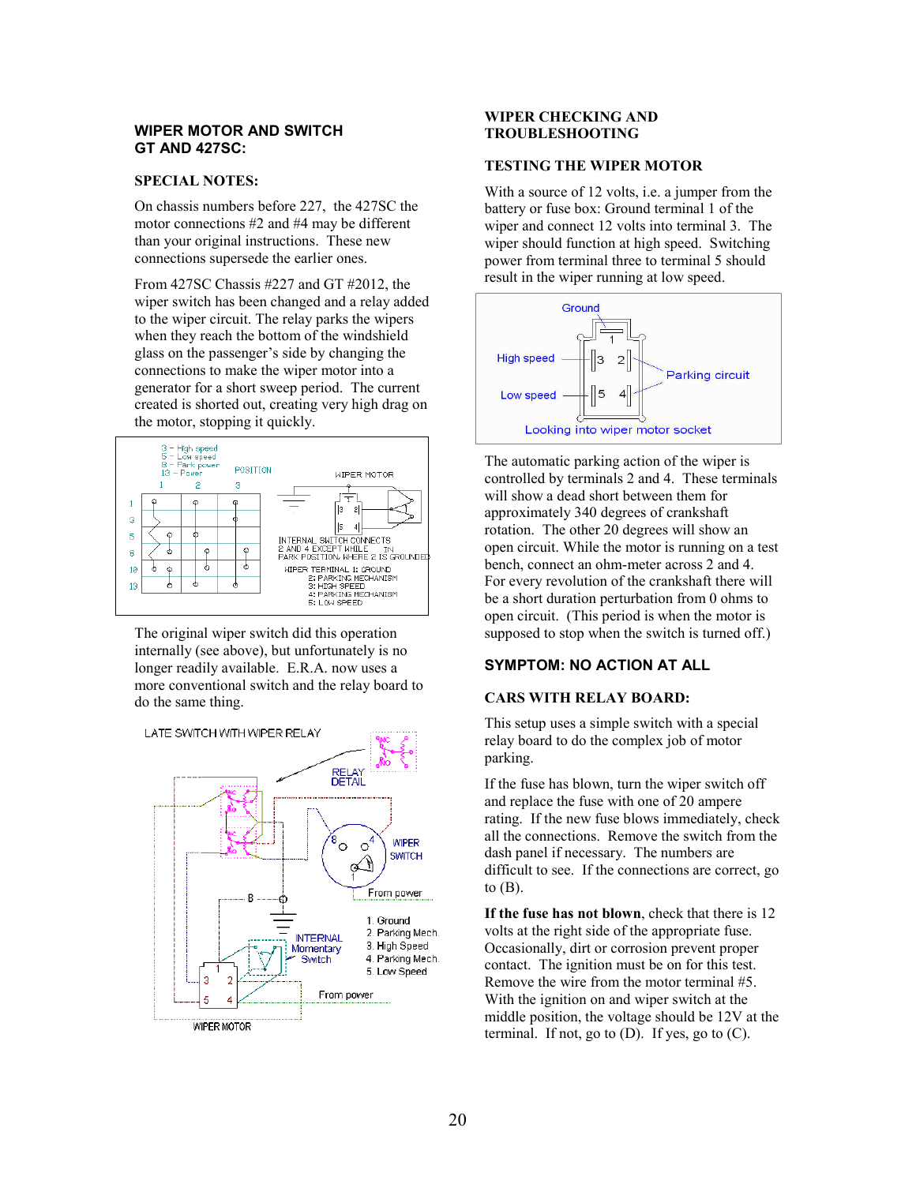## WIPER MOTOR AND SWITCH GT AND 427SC:

### SPECIAL NOTES:

On chassis numbers before 227, the 427SC the motor connections #2 and #4 may be different than your original instructions. These new connections supersede the earlier ones.

From 427SC Chassis #227 and GT #2012, the wiper switch has been changed and a relay added to the wiper circuit. The relay parks the wipers when they reach the bottom of the windshield glass on the passenger's side by changing the connections to make the wiper motor into a generator for a short sweep period. The current created is shorted out, creating very high drag on the motor, stopping it quickly.

3 – High speed
5 – Low speed
8 – Park power
13 – Power

POSITION 1 2 3

WIPER MOTOR

INTERNAL SWITCH CONNECTS 2 AND 4 EXCEPT WHILE IN PARK POSITION WHERE 2 IS GROUNDED

WIPER TERMINAL 1: GROUND
2: PARKING MECHANISM
3: HIGH SPEED
4: PARKING MECHANISM
5: LOW SPEED

The original wiper switch did this operation internally (see above), but unfortunately is no longer readily available. E.R.A. now uses a more conventional switch and the relay board to do the same thing.

LATE SWITCH WITH WIPER RELAY

RELAY DETAIL

WIPER SWITCH

From power

1. Ground
2. Parking Mech.
3. High Speed
4. Parking Mech.
5. Low Speed

INTERNAL Momentary Switch

From power

WIPER MOTOR

## WIPER CHECKING AND TROUBLESHOOTING

### TESTING THE WIPER MOTOR

With a source of 12 volts, i.e. a jumper from the battery or fuse box: Ground terminal 1 of the wiper and connect 12 volts into terminal 3. The wiper should function at high speed. Switching power from terminal three to terminal 5 should result in the wiper running at low speed.

Ground

High speed

Parking circuit

Low speed

Looking into wiper motor socket

The automatic parking action of the wiper is controlled by terminals 2 and 4. These terminals will show a dead short between them for approximately 340 degrees of crankshaft rotation. The other 20 degrees will show an open circuit. While the motor is running on a test bench, connect an ohm-meter across 2 and 4. For every revolution of the crankshaft there will be a short duration perturbation from 0 ohms to open circuit. (This period is when the motor is supposed to stop when the switch is turned off.)

### SYMPTOM: NO ACTION AT ALL

### CARS WITH RELAY BOARD:

This setup uses a simple switch with a special relay board to do the complex job of motor parking.

If the fuse has blown, turn the wiper switch off and replace the fuse with one of 20 ampere rating. If the new fuse blows immediately, check all the connections. Remove the switch from the dash panel if necessary. The numbers are difficult to see. If the connections are correct, go to (B).

**If the fuse has not blown**, check that there is 12 volts at the right side of the appropriate fuse. Occasionally, dirt or corrosion prevent proper contact. The ignition must be on for this test. Remove the wire from the motor terminal #5. With the ignition on and wiper switch at the middle position, the voltage should be 12V at the terminal. If not, go to (D). If yes, go to (C).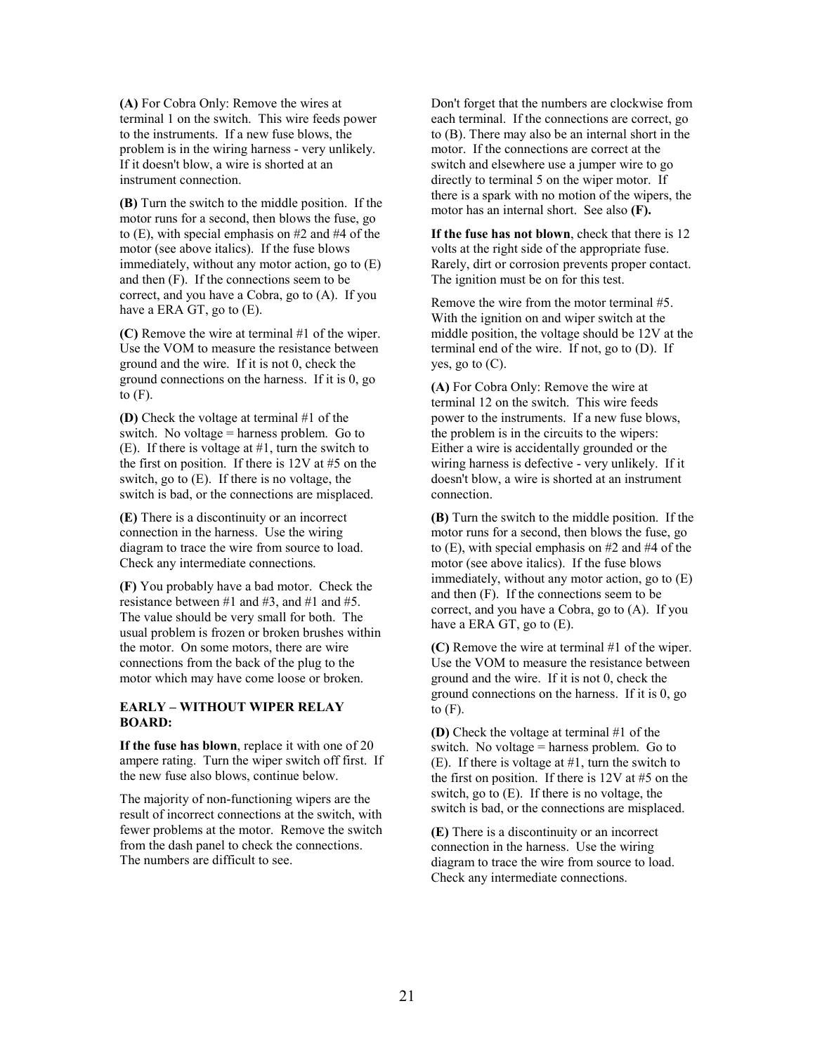**(A)** For Cobra Only: Remove the wires at terminal 1 on the switch. This wire feeds power to the instruments. If a new fuse blows, the problem is in the wiring harness - very unlikely. If it doesn't blow, a wire is shorted at an instrument connection.

**(B)** Turn the switch to the middle position. If the motor runs for a second, then blows the fuse, go to (E), with special emphasis on #2 and #4 of the motor (see above italics). If the fuse blows immediately, without any motor action, go to (E) and then (F). If the connections seem to be correct, and you have a Cobra, go to (A). If you have a ERA GT, go to (E).

**(C)** Remove the wire at terminal #1 of the wiper. Use the VOM to measure the resistance between ground and the wire. If it is not 0, check the ground connections on the harness. If it is 0, go to (F).

**(D)** Check the voltage at terminal #1 of the switch. No voltage = harness problem. Go to (E). If there is voltage at #1, turn the switch to the first on position. If there is 12V at #5 on the switch, go to (E). If there is no voltage, the switch is bad, or the connections are misplaced.

**(E)** There is a discontinuity or an incorrect connection in the harness. Use the wiring diagram to trace the wire from source to load. Check any intermediate connections.

**(F)** You probably have a bad motor. Check the resistance between #1 and #3, and #1 and #5. The value should be very small for both. The usual problem is frozen or broken brushes within the motor. On some motors, there are wire connections from the back of the plug to the motor which may have come loose or broken.

### EARLY – WITHOUT WIPER RELAY BOARD:

**If the fuse has blown**, replace it with one of 20 ampere rating. Turn the wiper switch off first. If the new fuse also blows, continue below.

The majority of non-functioning wipers are the result of incorrect connections at the switch, with fewer problems at the motor. Remove the switch from the dash panel to check the connections. The numbers are difficult to see.

Don't forget that the numbers are clockwise from each terminal. If the connections are correct, go to (B). There may also be an internal short in the motor. If the connections are correct at the switch and elsewhere use a jumper wire to go directly to terminal 5 on the wiper motor. If there is a spark with no motion of the wipers, the motor has an internal short. See also **(F).**

**If the fuse has not blown**, check that there is 12 volts at the right side of the appropriate fuse. Rarely, dirt or corrosion prevents proper contact. The ignition must be on for this test.

Remove the wire from the motor terminal #5. With the ignition on and wiper switch at the middle position, the voltage should be 12V at the terminal end of the wire. If not, go to (D). If yes, go to (C).

**(A)** For Cobra Only: Remove the wire at terminal 12 on the switch. This wire feeds power to the instruments. If a new fuse blows, the problem is in the circuits to the wipers: Either a wire is accidentally grounded or the wiring harness is defective - very unlikely. If it doesn't blow, a wire is shorted at an instrument connection.

**(B)** Turn the switch to the middle position. If the motor runs for a second, then blows the fuse, go to (E), with special emphasis on #2 and #4 of the motor (see above italics). If the fuse blows immediately, without any motor action, go to (E) and then (F). If the connections seem to be correct, and you have a Cobra, go to (A). If you have a ERA GT, go to (E).

**(C)** Remove the wire at terminal #1 of the wiper. Use the VOM to measure the resistance between ground and the wire. If it is not 0, check the ground connections on the harness. If it is 0, go to (F).

**(D)** Check the voltage at terminal #1 of the switch. No voltage = harness problem. Go to (E). If there is voltage at #1, turn the switch to the first on position. If there is 12V at #5 on the switch, go to (E). If there is no voltage, the switch is bad, or the connections are misplaced.

**(E)** There is a discontinuity or an incorrect connection in the harness. Use the wiring diagram to trace the wire from source to load. Check any intermediate connections.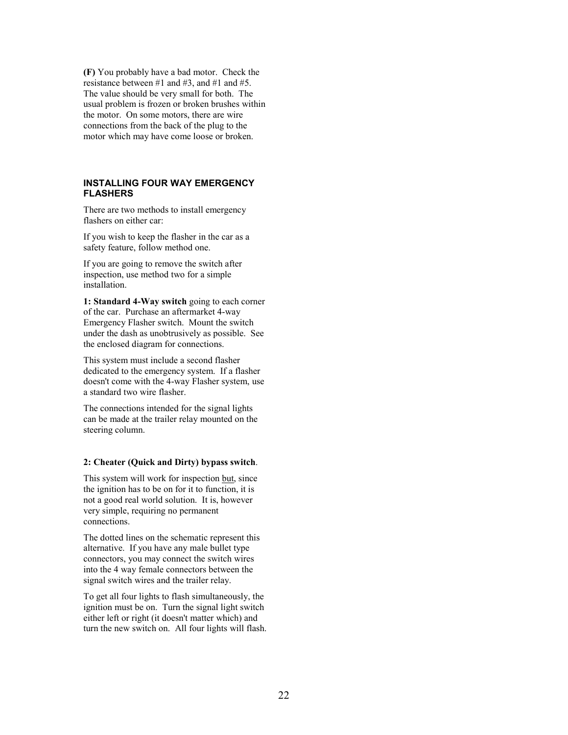**(F)** You probably have a bad motor. Check the resistance between #1 and #3, and #1 and #5. The value should be very small for both. The usual problem is frozen or broken brushes within the motor. On some motors, there are wire connections from the back of the plug to the motor which may have come loose or broken.

## INSTALLING FOUR WAY EMERGENCY FLASHERS

There are two methods to install emergency flashers on either car:

If you wish to keep the flasher in the car as a safety feature, follow method one.

If you are going to remove the switch after inspection, use method two for a simple installation.

**1: Standard 4-Way switch** going to each corner of the car. Purchase an aftermarket 4-way Emergency Flasher switch. Mount the switch under the dash as unobtrusively as possible. See the enclosed diagram for connections.

This system must include a second flasher dedicated to the emergency system. If a flasher doesn't come with the 4-way Flasher system, use a standard two wire flasher.

The connections intended for the signal lights can be made at the trailer relay mounted on the steering column.

**2: Cheater (Quick and Dirty) bypass switch**.

This system will work for inspection <u>but</u>, since the ignition has to be on for it to function, it is not a good real world solution. It is, however very simple, requiring no permanent connections.

The dotted lines on the schematic represent this alternative. If you have any male bullet type connectors, you may connect the switch wires into the 4 way female connectors between the signal switch wires and the trailer relay.

To get all four lights to flash simultaneously, the ignition must be on. Turn the signal light switch either left or right (it doesn't matter which) and turn the new switch on. All four lights will flash.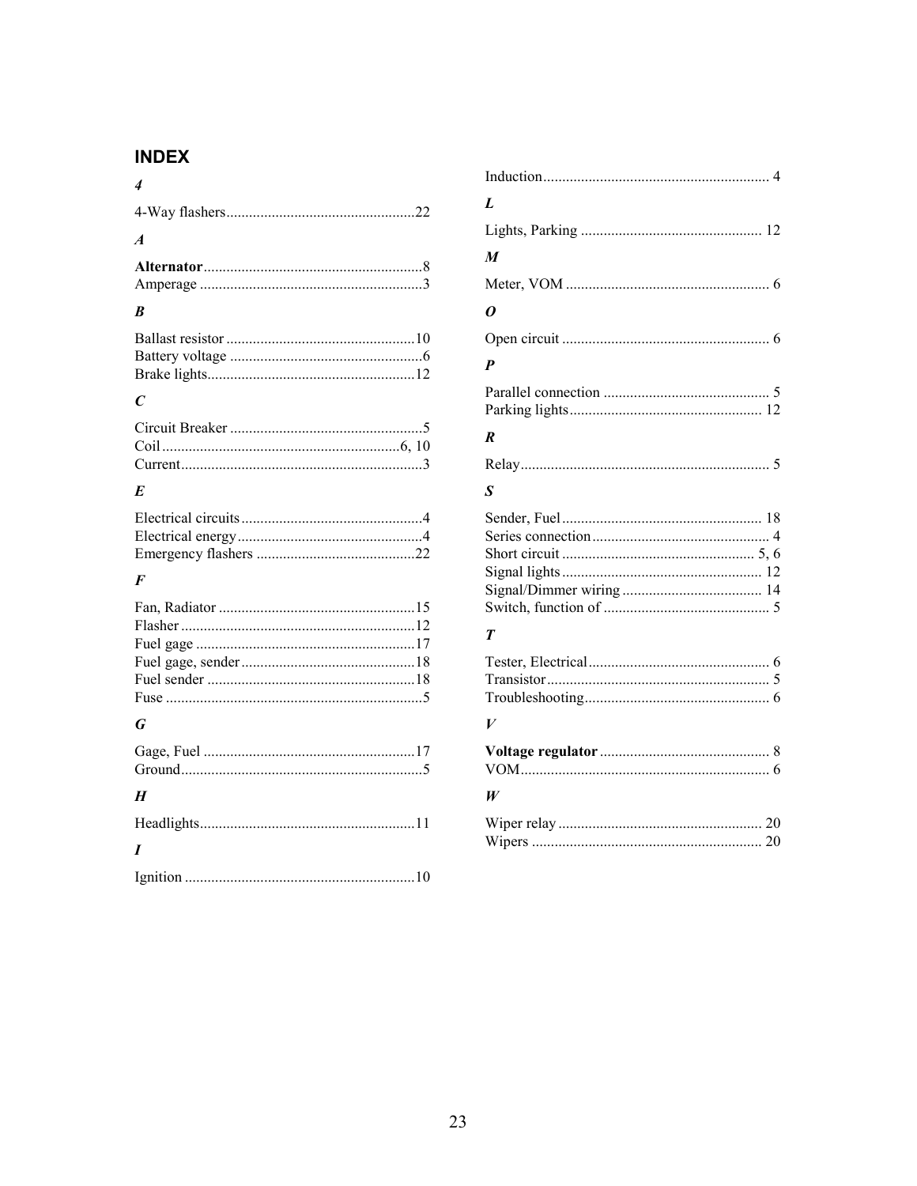# INDEX

***4***

4-Way flashers....22

***A***

**Alternator**....8
Amperage....3

***B***

Ballast resistor....10
Battery voltage....6
Brake lights....12

***C***

Circuit Breaker....5
Coil....6, 10
Current....3

***E***

Electrical circuits....4
Electrical energy....4
Emergency flashers....22

***F***

Fan, Radiator....15
Flasher....12
Fuel gage....17
Fuel gage, sender....18
Fuel sender....18
Fuse....5

***G***

Gage, Fuel....17
Ground....5

***H***

Headlights....11

***I***

Ignition....10
Induction....4

***L***

Lights, Parking....12

***M***

Meter, VOM....6

***O***

Open circuit....6

***P***

Parallel connection....5
Parking lights....12

***R***

Relay....5

***S***

Sender, Fuel....18
Series connection....4
Short circuit....5, 6
Signal lights....12
Signal/Dimmer wiring....14
Switch, function of....5

***T***

Tester, Electrical....6
Transistor....5
Troubleshooting....6

***V***

**Voltage regulator**....8
VOM....6

***W***

Wiper relay....20
Wipers....20